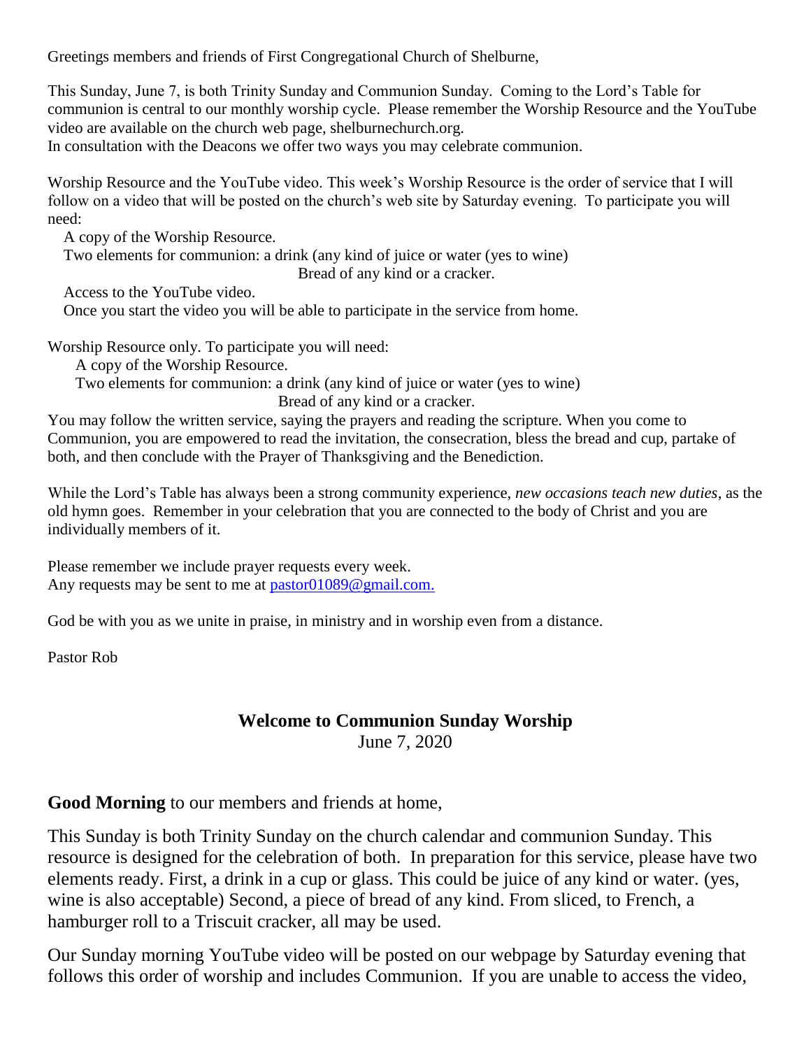Greetings members and friends of First Congregational Church of Shelburne,

This Sunday, June 7, is both Trinity Sunday and Communion Sunday. Coming to the Lord's Table for communion is central to our monthly worship cycle. Please remember the Worship Resource and the YouTube video are available on the church web page, shelburnechurch.org.
In consultation with the Deacons we offer two ways you may celebrate communion.

Worship Resource and the YouTube video. This week's Worship Resource is the order of service that I will follow on a video that will be posted on the church's web site by Saturday evening. To participate you will need:

A copy of the Worship Resource.
Two elements for communion: a drink (any kind of juice or water (yes to wine)
Bread of any kind or a cracker.
Access to the YouTube video.
Once you start the video you will be able to participate in the service from home.

Worship Resource only. To participate you will need:

A copy of the Worship Resource.
Two elements for communion: a drink (any kind of juice or water (yes to wine)
Bread of any kind or a cracker.

You may follow the written service, saying the prayers and reading the scripture. When you come to Communion, you are empowered to read the invitation, the consecration, bless the bread and cup, partake of both, and then conclude with the Prayer of Thanksgiving and the Benediction.

While the Lord's Table has always been a strong community experience, *new occasions teach new duties*, as the old hymn goes. Remember in your celebration that you are connected to the body of Christ and you are individually members of it.

Please remember we include prayer requests every week.
Any requests may be sent to me at pastor01089@gmail.com.

God be with you as we unite in praise, in ministry and in worship even from a distance.

Pastor Rob

## Welcome to Communion Sunday Worship

June 7, 2020

**Good Morning** to our members and friends at home,

This Sunday is both Trinity Sunday on the church calendar and communion Sunday. This resource is designed for the celebration of both. In preparation for this service, please have two elements ready. First, a drink in a cup or glass. This could be juice of any kind or water. (yes, wine is also acceptable) Second, a piece of bread of any kind. From sliced, to French, a hamburger roll to a Triscuit cracker, all may be used.

Our Sunday morning YouTube video will be posted on our webpage by Saturday evening that follows this order of worship and includes Communion. If you are unable to access the video,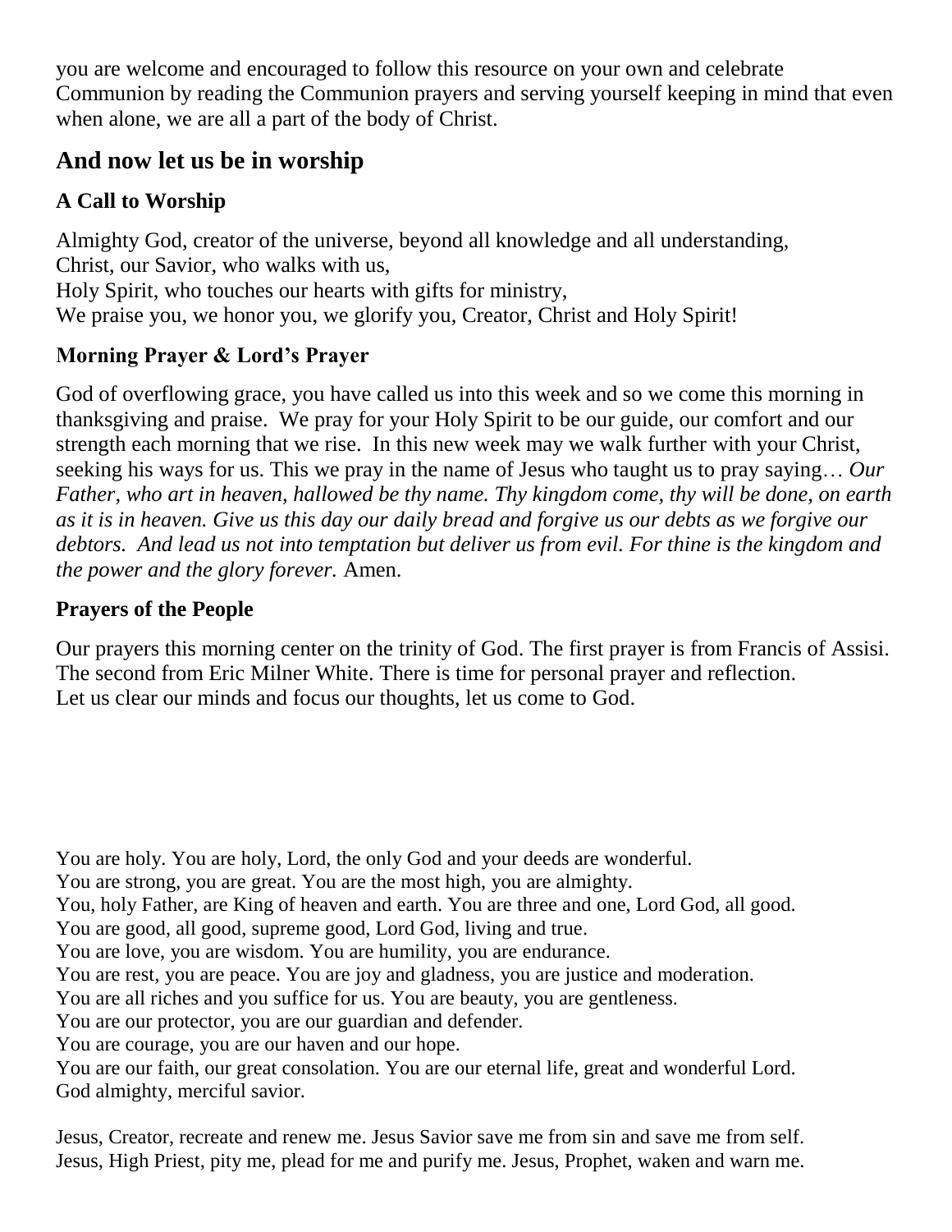you are welcome and encouraged to follow this resource on your own and celebrate Communion by reading the Communion prayers and serving yourself keeping in mind that even when alone, we are all a part of the body of Christ.

## And now let us be in worship

### A Call to Worship

Almighty God, creator of the universe, beyond all knowledge and all understanding,
Christ, our Savior, who walks with us,
Holy Spirit, who touches our hearts with gifts for ministry,
We praise you, we honor you, we glorify you, Creator, Christ and Holy Spirit!

### Morning Prayer & Lord's Prayer

God of overflowing grace, you have called us into this week and so we come this morning in thanksgiving and praise. We pray for your Holy Spirit to be our guide, our comfort and our strength each morning that we rise. In this new week may we walk further with your Christ, seeking his ways for us. This we pray in the name of Jesus who taught us to pray saying… *Our Father, who art in heaven, hallowed be thy name. Thy kingdom come, thy will be done, on earth as it is in heaven. Give us this day our daily bread and forgive us our debts as we forgive our debtors. And lead us not into temptation but deliver us from evil. For thine is the kingdom and the power and the glory forever.* Amen.

### Prayers of the People

Our prayers this morning center on the trinity of God. The first prayer is from Francis of Assisi. The second from Eric Milner White. There is time for personal prayer and reflection.
Let us clear our minds and focus our thoughts, let us come to God.

You are holy. You are holy, Lord, the only God and your deeds are wonderful.
You are strong, you are great. You are the most high, you are almighty.
You, holy Father, are King of heaven and earth. You are three and one, Lord God, all good.
You are good, all good, supreme good, Lord God, living and true.
You are love, you are wisdom. You are humility, you are endurance.
You are rest, you are peace. You are joy and gladness, you are justice and moderation.
You are all riches and you suffice for us. You are beauty, you are gentleness.
You are our protector, you are our guardian and defender.
You are courage, you are our haven and our hope.
You are our faith, our great consolation. You are our eternal life, great and wonderful Lord.
God almighty, merciful savior.

Jesus, Creator, recreate and renew me. Jesus Savior save me from sin and save me from self.
Jesus, High Priest, pity me, plead for me and purify me. Jesus, Prophet, waken and warn me.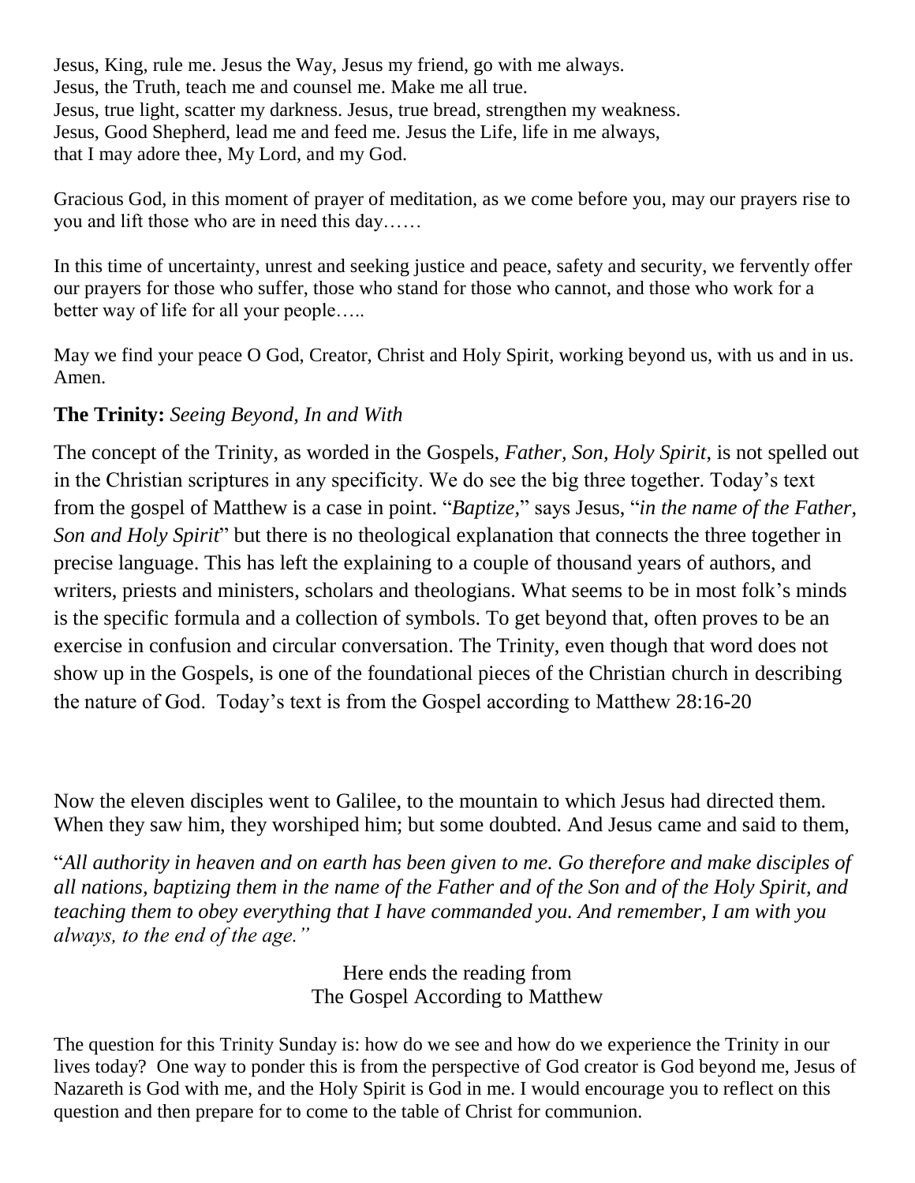Jesus, King, rule me. Jesus the Way, Jesus my friend, go with me always.
Jesus, the Truth, teach me and counsel me. Make me all true.
Jesus, true light, scatter my darkness. Jesus, true bread, strengthen my weakness.
Jesus, Good Shepherd, lead me and feed me. Jesus the Life, life in me always,
that I may adore thee, My Lord, and my God.

Gracious God, in this moment of prayer of meditation, as we come before you, may our prayers rise to you and lift those who are in need this day……

In this time of uncertainty, unrest and seeking justice and peace, safety and security, we fervently offer our prayers for those who suffer, those who stand for those who cannot, and those who work for a better way of life for all your people…..

May we find your peace O God, Creator, Christ and Holy Spirit, working beyond us, with us and in us. Amen.

**The Trinity:** *Seeing Beyond, In and With*

The concept of the Trinity, as worded in the Gospels, *Father, Son, Holy Spirit*, is not spelled out in the Christian scriptures in any specificity. We do see the big three together. Today's text from the gospel of Matthew is a case in point. "*Baptize,*" says Jesus, "*in the name of the Father, Son and Holy Spirit*" but there is no theological explanation that connects the three together in precise language. This has left the explaining to a couple of thousand years of authors, and writers, priests and ministers, scholars and theologians. What seems to be in most folk's minds is the specific formula and a collection of symbols. To get beyond that, often proves to be an exercise in confusion and circular conversation. The Trinity, even though that word does not show up in the Gospels, is one of the foundational pieces of the Christian church in describing the nature of God. Today's text is from the Gospel according to Matthew 28:16-20

Now the eleven disciples went to Galilee, to the mountain to which Jesus had directed them. When they saw him, they worshiped him; but some doubted. And Jesus came and said to them,

"*All authority in heaven and on earth has been given to me. Go therefore and make disciples of all nations, baptizing them in the name of the Father and of the Son and of the Holy Spirit, and teaching them to obey everything that I have commanded you. And remember, I am with you always, to the end of the age."*

Here ends the reading from
The Gospel According to Matthew

The question for this Trinity Sunday is: how do we see and how do we experience the Trinity in our lives today? One way to ponder this is from the perspective of God creator is God beyond me, Jesus of Nazareth is God with me, and the Holy Spirit is God in me. I would encourage you to reflect on this question and then prepare for to come to the table of Christ for communion.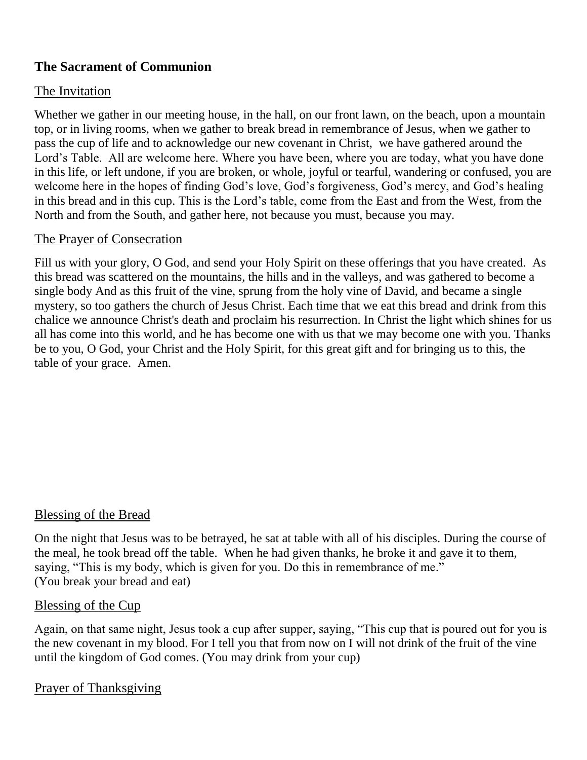**The Sacrament of Communion**

The Invitation

Whether we gather in our meeting house, in the hall, on our front lawn, on the beach, upon a mountain top, or in living rooms, when we gather to break bread in remembrance of Jesus, when we gather to pass the cup of life and to acknowledge our new covenant in Christ, we have gathered around the Lord's Table. All are welcome here. Where you have been, where you are today, what you have done in this life, or left undone, if you are broken, or whole, joyful or tearful, wandering or confused, you are welcome here in the hopes of finding God's love, God's forgiveness, God's mercy, and God's healing in this bread and in this cup. This is the Lord's table, come from the East and from the West, from the North and from the South, and gather here, not because you must, because you may.

The Prayer of Consecration

Fill us with your glory, O God, and send your Holy Spirit on these offerings that you have created. As this bread was scattered on the mountains, the hills and in the valleys, and was gathered to become a single body And as this fruit of the vine, sprung from the holy vine of David, and became a single mystery, so too gathers the church of Jesus Christ. Each time that we eat this bread and drink from this chalice we announce Christ's death and proclaim his resurrection. In Christ the light which shines for us all has come into this world, and he has become one with us that we may become one with you. Thanks be to you, O God, your Christ and the Holy Spirit, for this great gift and for bringing us to this, the table of your grace. Amen.

Blessing of the Bread

On the night that Jesus was to be betrayed, he sat at table with all of his disciples. During the course of the meal, he took bread off the table. When he had given thanks, he broke it and gave it to them, saying, "This is my body, which is given for you. Do this in remembrance of me."
(You break your bread and eat)

Blessing of the Cup

Again, on that same night, Jesus took a cup after supper, saying, "This cup that is poured out for you is the new covenant in my blood. For I tell you that from now on I will not drink of the fruit of the vine until the kingdom of God comes. (You may drink from your cup)

Prayer of Thanksgiving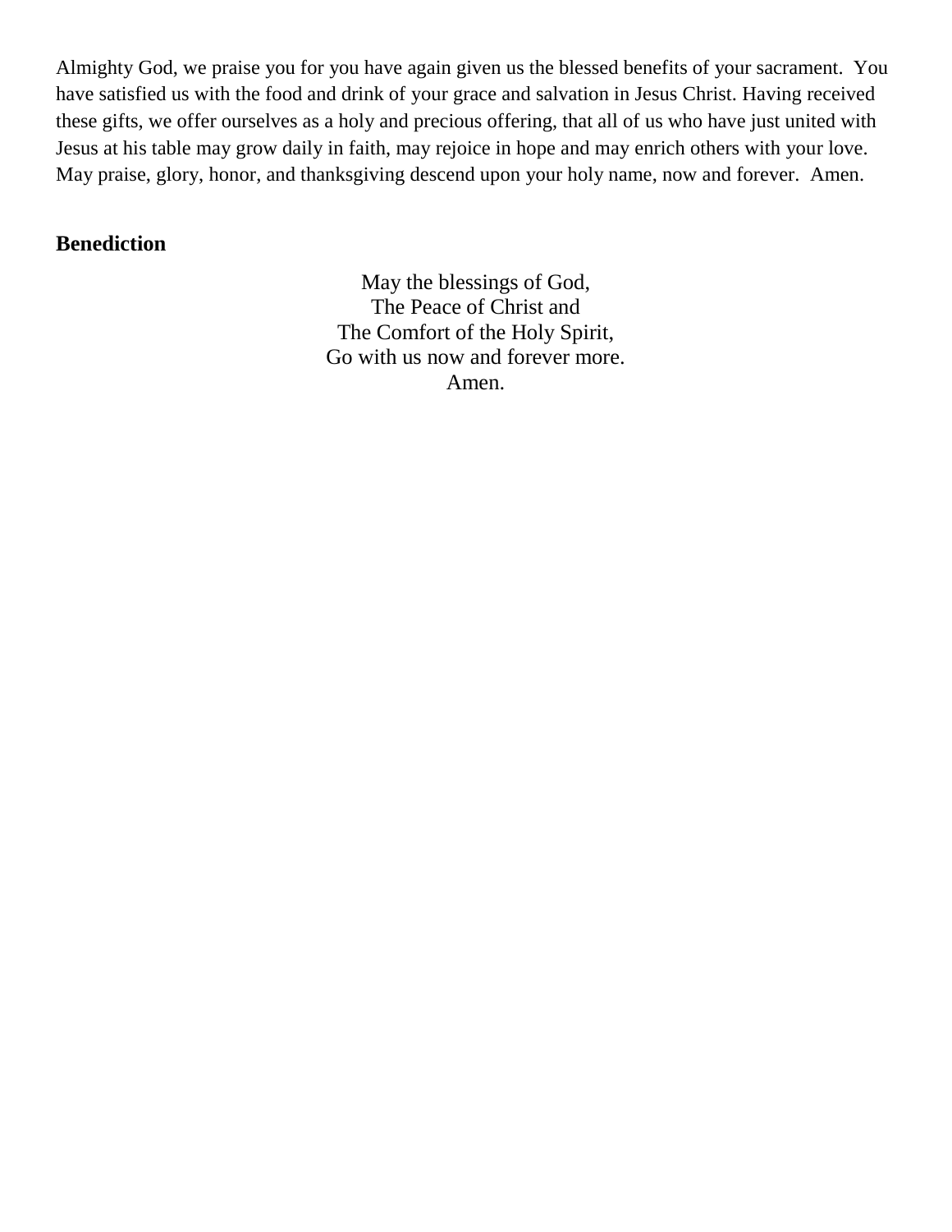Almighty God, we praise you for you have again given us the blessed benefits of your sacrament. You have satisfied us with the food and drink of your grace and salvation in Jesus Christ. Having received these gifts, we offer ourselves as a holy and precious offering, that all of us who have just united with Jesus at his table may grow daily in faith, may rejoice in hope and may enrich others with your love. May praise, glory, honor, and thanksgiving descend upon your holy name, now and forever. Amen.

**Benediction**

May the blessings of God,
The Peace of Christ and
The Comfort of the Holy Spirit,
Go with us now and forever more.
Amen.